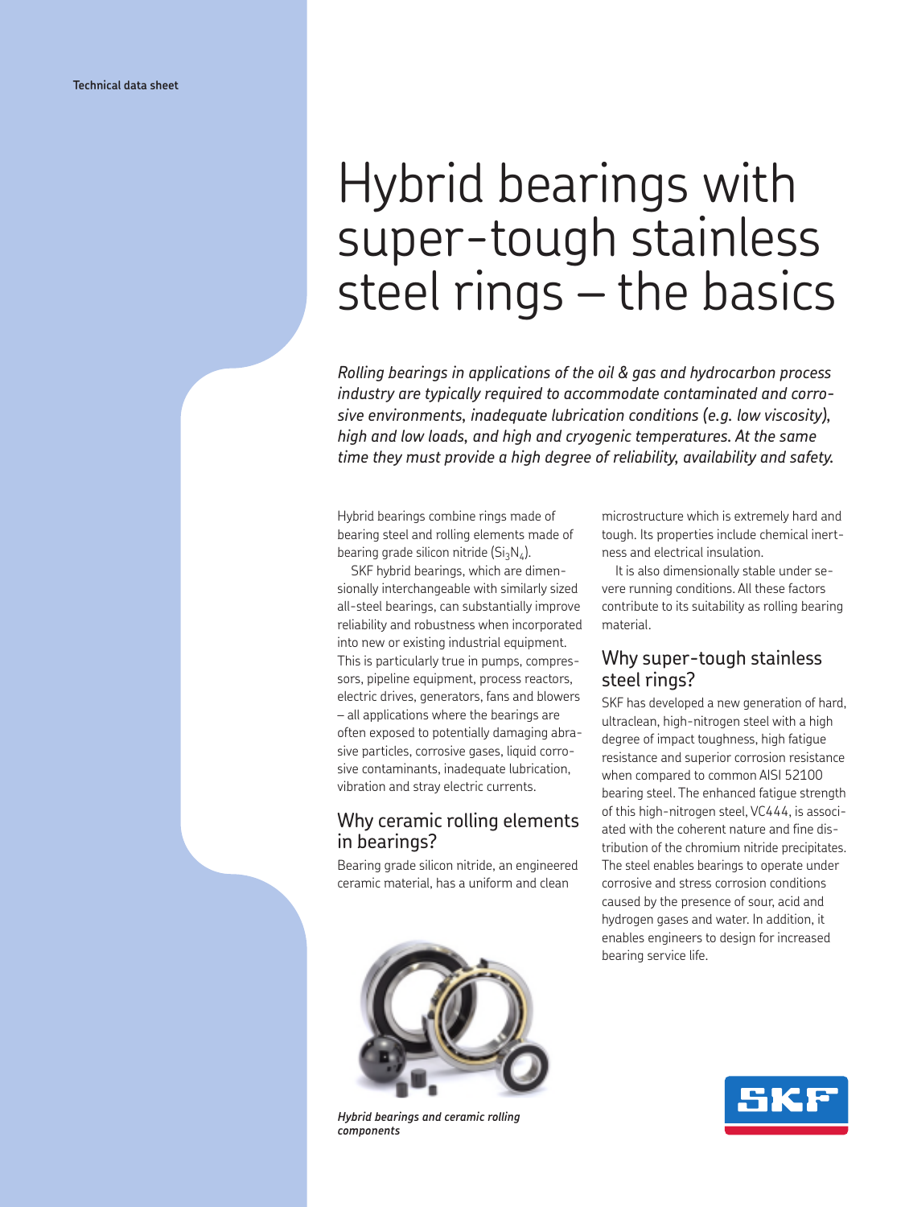Technical data sheet

# Hybrid bearings with super-tough stainless steel rings – the basics

*Rolling bearings in applications of the oil & gas and hydrocarbon process industry are typically required to accommodate contaminated and corrosive environments, inadequate lubrication conditions (e.g. low viscosity), high and low loads, and high and cryogenic temperatures. At the same time they must provide a high degree of reliability, availability and safety.*

Hybrid bearings combine rings made of bearing steel and rolling elements made of bearing grade silicon nitride ($Si_3N_4$).

SKF hybrid bearings, which are dimensionally interchangeable with similarly sized all-steel bearings, can substantially improve reliability and robustness when incorporated into new or existing industrial equipment. This is particularly true in pumps, compressors, pipeline equipment, process reactors, electric drives, generators, fans and blowers – all applications where the bearings are often exposed to potentially damaging abrasive particles, corrosive gases, liquid corrosive contaminants, inadequate lubrication, vibration and stray electric currents.

## Why ceramic rolling elements in bearings?

Bearing grade silicon nitride, an engineered ceramic material, has a uniform and clean microstructure which is extremely hard and tough. Its properties include chemical inertness and electrical insulation.

It is also dimensionally stable under severe running conditions. All these factors contribute to its suitability as rolling bearing material.

*Hybrid bearings and ceramic rolling components*

## Why super-tough stainless steel rings?

SKF has developed a new generation of hard, ultraclean, high-nitrogen steel with a high degree of impact toughness, high fatigue resistance and superior corrosion resistance when compared to common AISI 52100 bearing steel. The enhanced fatigue strength of this high-nitrogen steel, VC444, is associated with the coherent nature and fine distribution of the chromium nitride precipitates. The steel enables bearings to operate under corrosive and stress corrosion conditions caused by the presence of sour, acid and hydrogen gases and water. In addition, it enables engineers to design for increased bearing service life.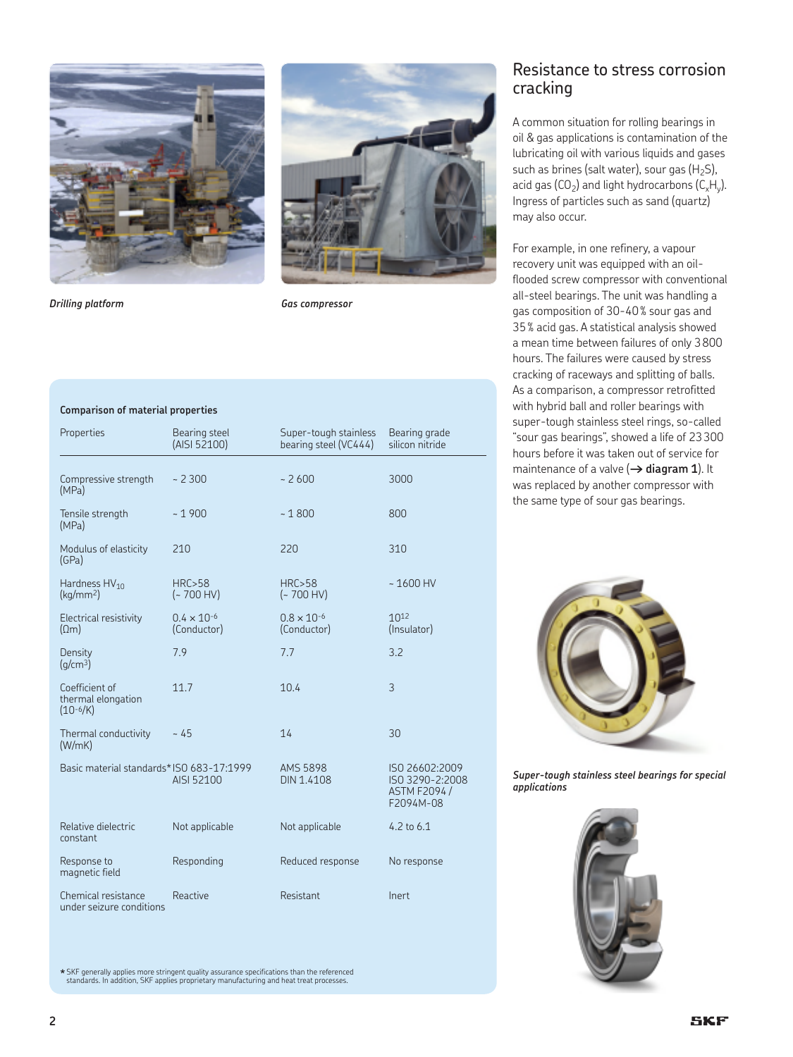*Drilling platform*

*Gas compressor*

## Resistance to stress corrosion cracking

A common situation for rolling bearings in oil & gas applications is contamination of the lubricating oil with various liquids and gases such as brines (salt water), sour gas ($H_2S$), acid gas ($CO_2$) and light hydrocarbons ($C_xH_y$). Ingress of particles such as sand (quartz) may also occur.

For example, in one refinery, a vapour recovery unit was equipped with an oil-flooded screw compressor with conventional all-steel bearings. The unit was handling a gas composition of 30–40% sour gas and 35% acid gas. A statistical analysis showed a mean time between failures of only 3800 hours. The failures were caused by stress cracking of raceways and splitting of balls. As a comparison, a compressor retrofitted with hybrid ball and roller bearings with super-tough stainless steel rings, so-called "sour gas bearings", showed a life of 23300 hours before it was taken out of service for maintenance of a valve (→ **diagram 1**). It was replaced by another compressor with the same type of sour gas bearings.

**Comparison of material properties**

| Properties | Bearing steel (AISI 52100) | Super-tough stainless bearing steel (VC444) | Bearing grade silicon nitride |
|---|---|---|---|
| Compressive strength (MPa) | ~ 2 300 | ~ 2 600 | 3000 |
| Tensile strength (MPa) | ~ 1 900 | ~ 1 800 | 800 |
| Modulus of elasticity (GPa) | 210 | 220 | 310 |
| Hardness $HV_{10}$ (kg/mm$^2$) | HRC>58 (~ 700 HV) | HRC>58 (~ 700 HV) | ~ 1600 HV |
| Electrical resistivity (Ωm) | $0.4 \times 10^{-6}$ (Conductor) | $0.8 \times 10^{-6}$ (Conductor) | $10^{12}$ (Insulator) |
| Density (g/cm$^3$) | 7.9 | 7.7 | 3.2 |
| Coefficient of thermal elongation ($10^{-6}$/K) | 11.7 | 10.4 | 3 |
| Thermal conductivity (W/mK) | ~ 45 | 14 | 30 |
| Basic material standards* | ISO 683-17:1999 AISI 52100 | AMS 5898 DIN 1.4108 | ISO 26602:2009 ISO 3290-2:2008 ASTM F2094 / F2094M-08 |
| Relative dielectric constant | Not applicable | Not applicable | 4.2 to 6.1 |
| Response to magnetic field | Responding | Reduced response | No response |
| Chemical resistance under seizure conditions | Reactive | Resistant | Inert |

* SKF generally applies more stringent quality assurance specifications than the referenced standards. In addition, SKF applies proprietary manufacturing and heat treat processes.

*Super-tough stainless steel bearings for special applications*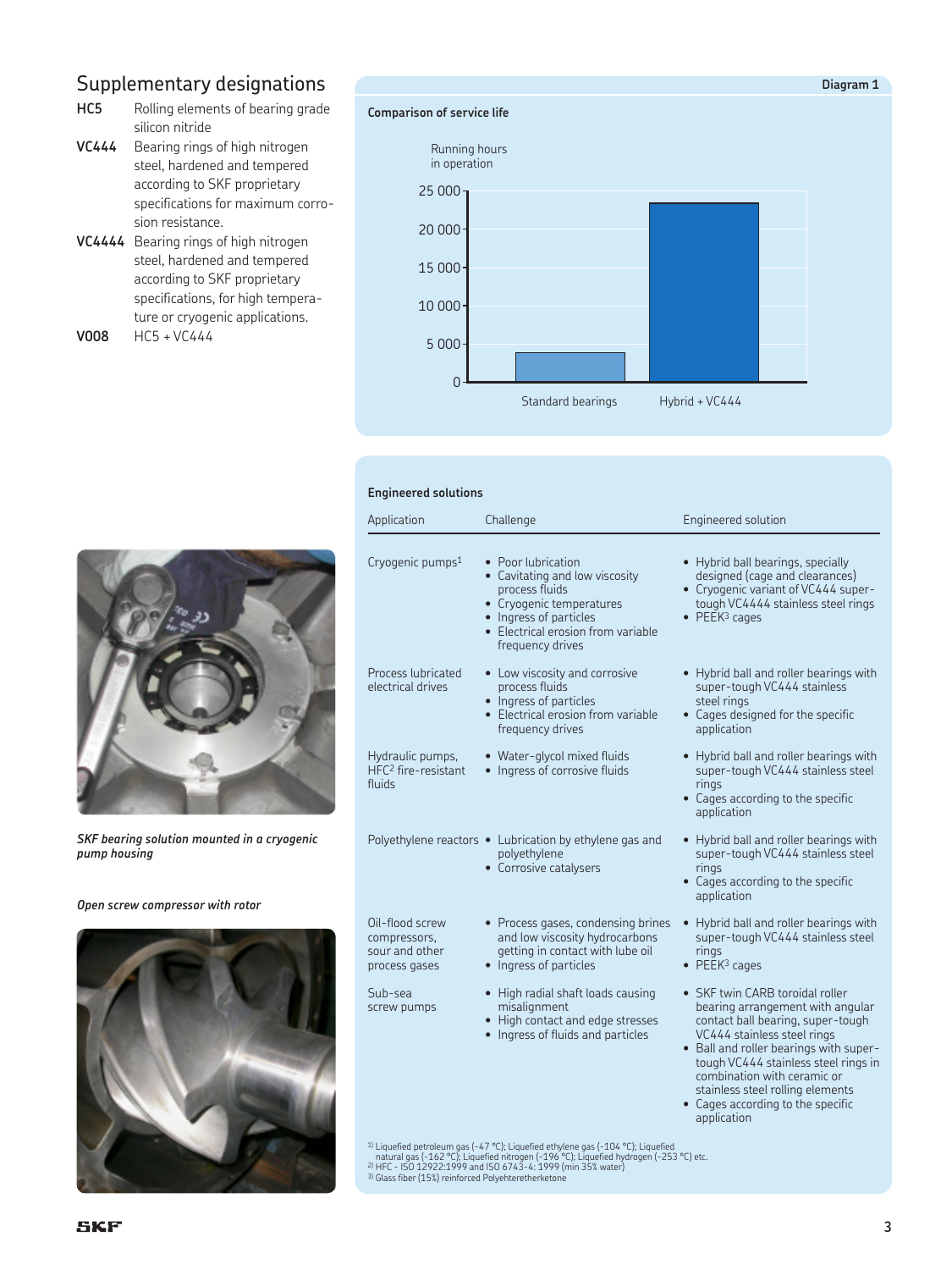## Supplementary designations

**HC5** Rolling elements of bearing grade silicon nitride

**VC444** Bearing rings of high nitrogen steel, hardened and tempered according to SKF proprietary specifications for maximum corrosion resistance.

**VC4444** Bearing rings of high nitrogen steel, hardened and tempered according to SKF proprietary specifications, for high temperature or cryogenic applications.

**V008** HC5 + VC444

Diagram 1

**Comparison of service life**

Running hours in operation

25 000
20 000
15 000
10 000
5 000
0

Standard bearings | Hybrid + VC444

*SKF bearing solution mounted in a cryogenic pump housing*

*Open screw compressor with rotor*

**Engineered solutions**

| Application | Challenge | Engineered solution |
|---|---|---|
| Cryogenic pumps[1] | • Poor lubrication<br>• Cavitating and low viscosity process fluids<br>• Cryogenic temperatures<br>• Ingress of particles<br>• Electrical erosion from variable frequency drives | • Hybrid ball bearings, specially designed (cage and clearances)<br>• Cryogenic variant of VC444 super-tough VC4444 stainless steel rings<br>• PEEK[3] cages |
| Process lubricated electrical drives | • Low viscosity and corrosive process fluids<br>• Ingress of particles<br>• Electrical erosion from variable frequency drives | • Hybrid ball and roller bearings with super-tough VC444 stainless steel rings<br>• Cages designed for the specific application |
| Hydraulic pumps, HFC[2] fire-resistant fluids | • Water-glycol mixed fluids<br>• Ingress of corrosive fluids | • Hybrid ball and roller bearings with super-tough VC444 stainless steel rings<br>• Cages according to the specific application |
| Polyethylene reactors | • Lubrication by ethylene gas and polyethylene<br>• Corrosive catalysers | • Hybrid ball and roller bearings with super-tough VC444 stainless steel rings<br>• Cages according to the specific application |
| Oil-flood screw compressors, sour and other process gases | • Process gases, condensing brines and low viscosity hydrocarbons getting in contact with lube oil<br>• Ingress of particles | • Hybrid ball and roller bearings with super-tough VC444 stainless steel rings<br>• PEEK[3] cages |
| Sub-sea screw pumps | • High radial shaft loads causing misalignment<br>• High contact and edge stresses<br>• Ingress of fluids and particles | • SKF twin CARB toroidal roller bearing arrangement with angular contact ball bearing, super-tough VC444 stainless steel rings<br>• Ball and roller bearings with super-tough VC444 stainless steel rings in combination with ceramic or stainless steel rolling elements<br>• Cages according to the specific application |

[1] Liquefied petroleum gas (-47 °C); Liquefied ethylene gas (-104 °C); Liquefied natural gas (-162 °C); Liquefied nitrogen (-196 °C); Liquefied hydrogen (-253 °C) etc.
[2] HFC - ISO 12922:1999 and ISO 6743-4: 1999 (min 35% water)
[3] Glass fiber (15%) reinforced Polyehteretherketone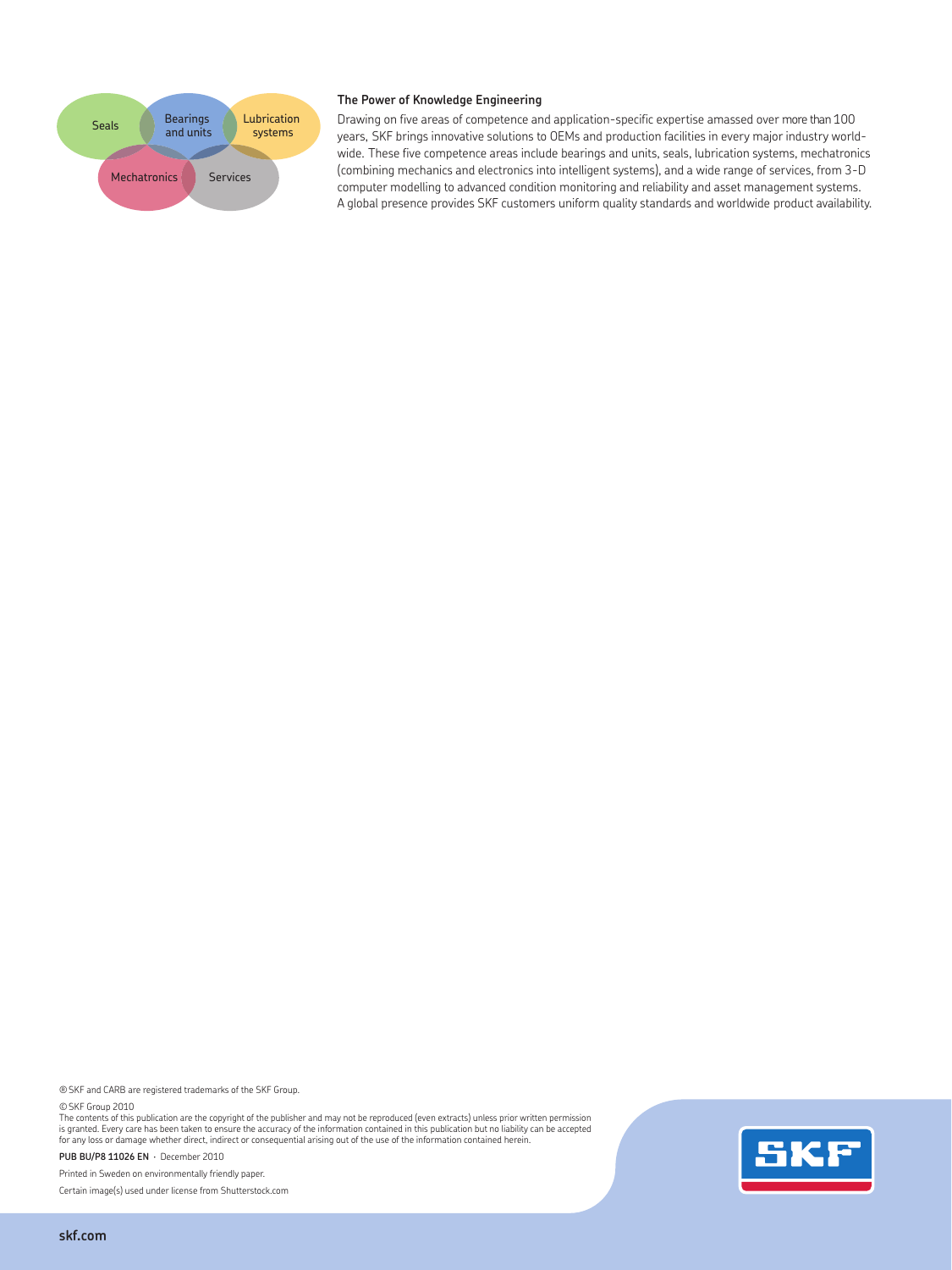Seals
Bearings and units
Lubrication systems
Mechatronics
Services

### The Power of Knowledge Engineering

Drawing on five areas of competence and application-specific expertise amassed over more than 100 years, SKF brings innovative solutions to OEMs and production facilities in every major industry world-wide. These five competence areas include bearings and units, seals, lubrication systems, mechatronics (combining mechanics and electronics into intelligent systems), and a wide range of services, from 3-D computer modelling to advanced condition monitoring and reliability and asset management systems. A global presence provides SKF customers uniform quality standards and worldwide product availability.

® SKF and CARB are registered trademarks of the SKF Group.

© SKF Group 2010
The contents of this publication are the copyright of the publisher and may not be reproduced (even extracts) unless prior written permission is granted. Every care has been taken to ensure the accuracy of the information contained in this publication but no liability can be accepted for any loss or damage whether direct, indirect or consequential arising out of the use of the information contained herein.

**PUB BU/P8 11026 EN** · December 2010

Printed in Sweden on environmentally friendly paper.

Certain image(s) used under license from Shutterstock.com

SKF

**skf.com**